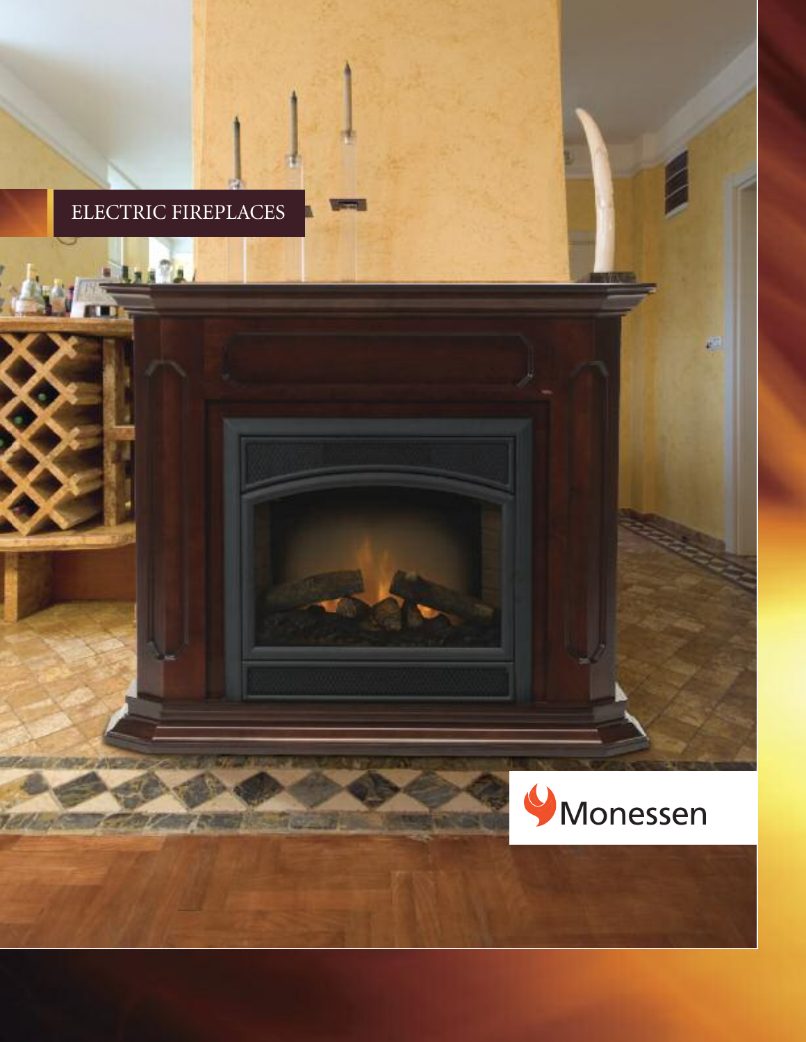# ELECTRIC FIREPLACES

Monessen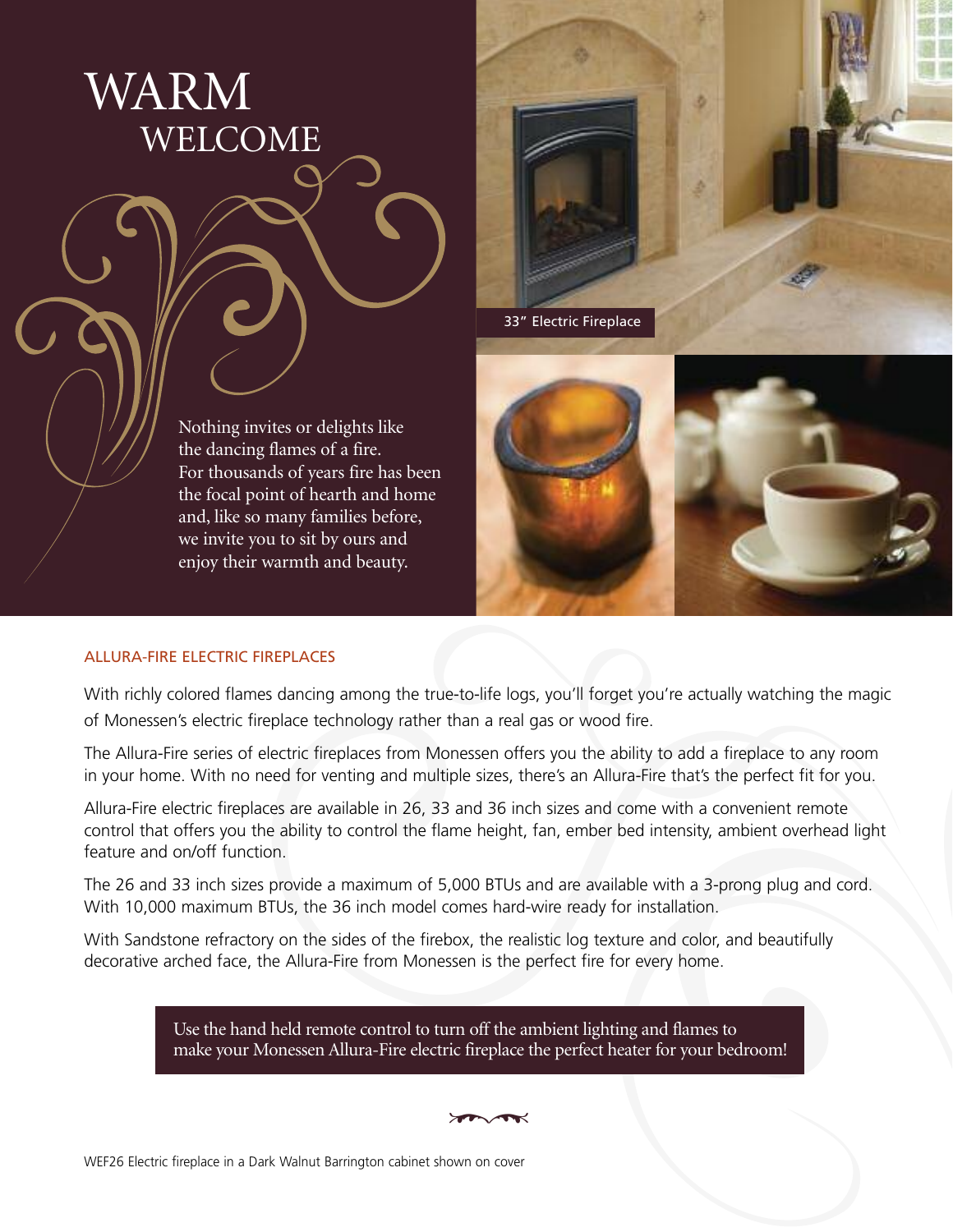# WARM WELCOME

Nothing invites or delights like the dancing flames of a fire. For thousands of years fire has been the focal point of hearth and home and, like so many families before, we invite you to sit by ours and enjoy their warmth and beauty.

33" Electric Fireplace

## ALLURA-FIRE ELECTRIC FIREPLACES

With richly colored flames dancing among the true-to-life logs, you'll forget you're actually watching the magic of Monessen's electric fireplace technology rather than a real gas or wood fire.

The Allura-Fire series of electric fireplaces from Monessen offers you the ability to add a fireplace to any room in your home. With no need for venting and multiple sizes, there's an Allura-Fire that's the perfect fit for you.

Allura-Fire electric fireplaces are available in 26, 33 and 36 inch sizes and come with a convenient remote control that offers you the ability to control the flame height, fan, ember bed intensity, ambient overhead light feature and on/off function.

The 26 and 33 inch sizes provide a maximum of 5,000 BTUs and are available with a 3-prong plug and cord. With 10,000 maximum BTUs, the 36 inch model comes hard-wire ready for installation.

With Sandstone refractory on the sides of the firebox, the realistic log texture and color, and beautifully decorative arched face, the Allura-Fire from Monessen is the perfect fire for every home.

Use the hand held remote control to turn off the ambient lighting and flames to make your Monessen Allura-Fire electric fireplace the perfect heater for your bedroom!

WEF26 Electric fireplace in a Dark Walnut Barrington cabinet shown on cover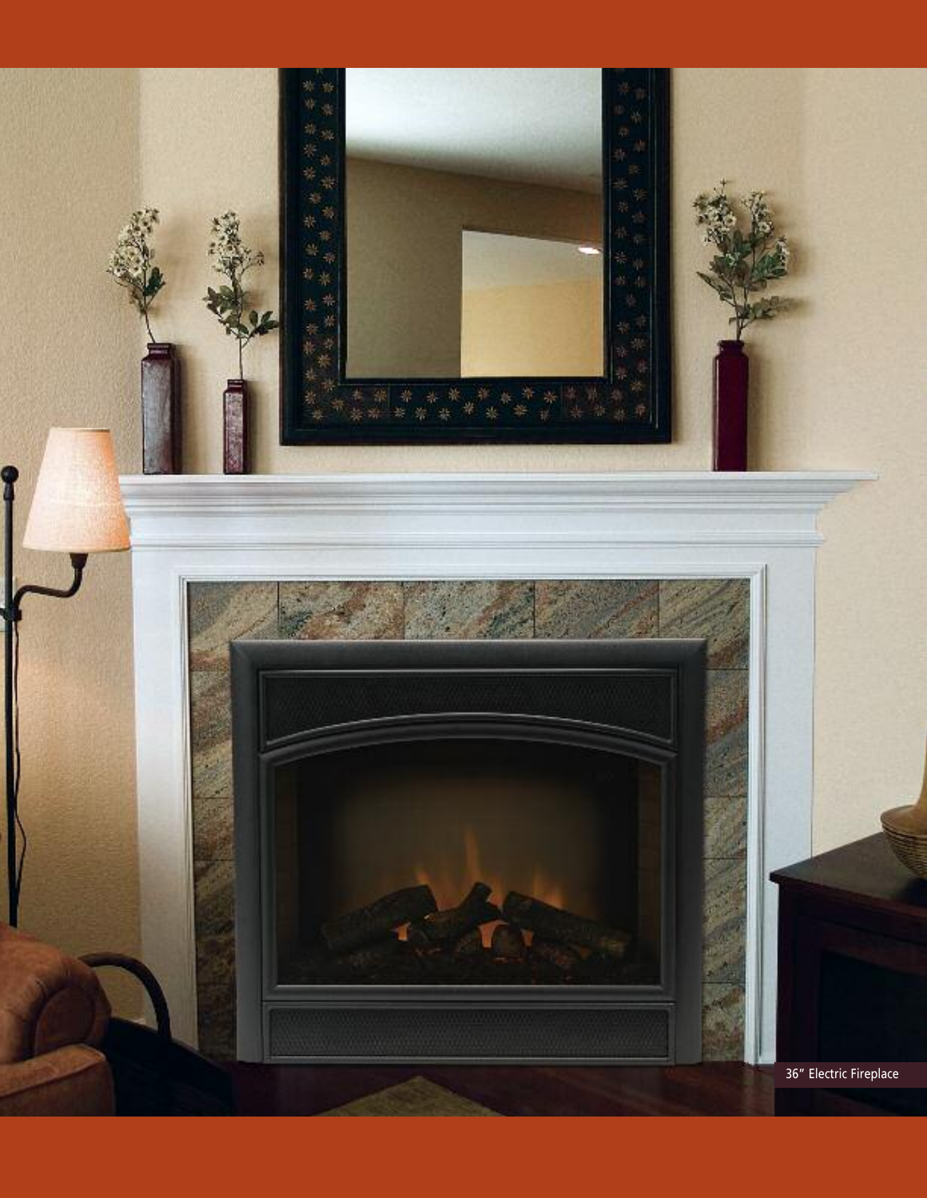36" Electric Fireplace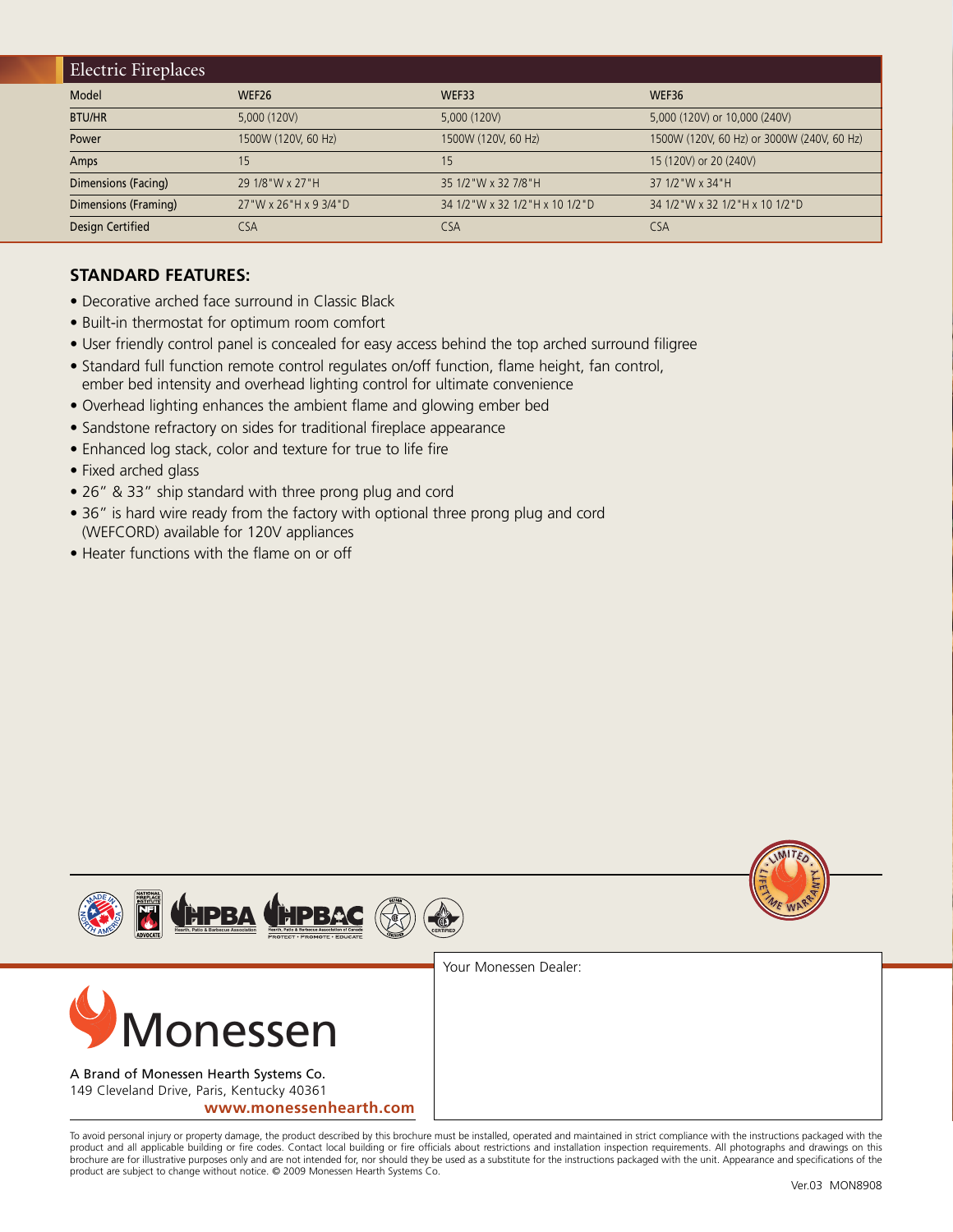## Electric Fireplaces

| Model | WEF26 | WEF33 | WEF36 |
|---|---|---|---|
| BTU/HR | 5,000 (120V) | 5,000 (120V) | 5,000 (120V) or 10,000 (240V) |
| Power | 1500W (120V, 60 Hz) | 1500W (120V, 60 Hz) | 1500W (120V, 60 Hz) or 3000W (240V, 60 Hz) |
| Amps | 15 | 15 | 15 (120V) or 20 (240V) |
| Dimensions (Facing) | 29 1/8"W x 27"H | 35 1/2"W x 32 7/8"H | 37 1/2"W x 34"H |
| Dimensions (Framing) | 27"W x 26"H x 9 3/4"D | 34 1/2"W x 32 1/2"H x 10 1/2"D | 34 1/2"W x 32 1/2"H x 10 1/2"D |
| Design Certified | CSA | CSA | CSA |

### STANDARD FEATURES:

- Decorative arched face surround in Classic Black
- Built-in thermostat for optimum room comfort
- User friendly control panel is concealed for easy access behind the top arched surround filigree
- Standard full function remote control regulates on/off function, flame height, fan control, ember bed intensity and overhead lighting control for ultimate convenience
- Overhead lighting enhances the ambient flame and glowing ember bed
- Sandstone refractory on sides for traditional fireplace appearance
- Enhanced log stack, color and texture for true to life fire
- Fixed arched glass
- 26" & 33" ship standard with three prong plug and cord
- 36" is hard wire ready from the factory with optional three prong plug and cord (WEFCORD) available for 120V appliances
- Heater functions with the flame on or off

Your Monessen Dealer:

Monessen

A Brand of Monessen Hearth Systems Co.
149 Cleveland Drive, Paris, Kentucky 40361
**www.monessenhearth.com**

To avoid personal injury or property damage, the product described by this brochure must be installed, operated and maintained in strict compliance with the instructions packaged with the product and all applicable building or fire codes. Contact local building or fire officials about restrictions and installation inspection requirements. All photographs and drawings on this brochure are for illustrative purposes only and are not intended for, nor should they be used as a substitute for the instructions packaged with the unit. Appearance and specifications of the product are subject to change without notice. © 2009 Monessen Hearth Systems Co.

Ver.03 MON8908